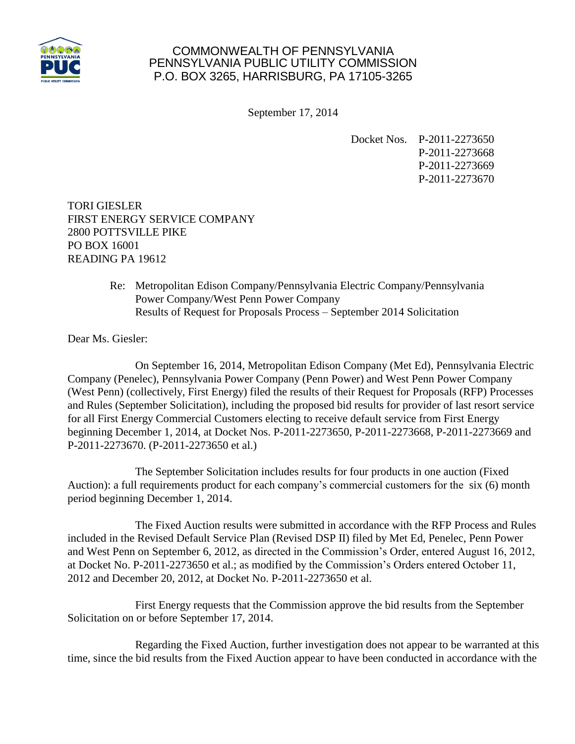COMMONWEALTH OF PENNSYLVANIA
PENNSYLVANIA PUBLIC UTILITY COMMISSION
P.O. BOX 3265, HARRISBURG, PA 17105-3265

September 17, 2014

Docket Nos. P-2011-2273650
P-2011-2273668
P-2011-2273669
P-2011-2273670

TORI GIESLER
FIRST ENERGY SERVICE COMPANY
2800 POTTSVILLE PIKE
PO BOX 16001
READING PA 19612

Re: Metropolitan Edison Company/Pennsylvania Electric Company/Pennsylvania Power Company/West Penn Power Company
Results of Request for Proposals Process – September 2014 Solicitation

Dear Ms. Giesler:

On September 16, 2014, Metropolitan Edison Company (Met Ed), Pennsylvania Electric Company (Penelec), Pennsylvania Power Company (Penn Power) and West Penn Power Company (West Penn) (collectively, First Energy) filed the results of their Request for Proposals (RFP) Processes and Rules (September Solicitation), including the proposed bid results for provider of last resort service for all First Energy Commercial Customers electing to receive default service from First Energy beginning December 1, 2014, at Docket Nos. P-2011-2273650, P-2011-2273668, P-2011-2273669 and P-2011-2273670. (P-2011-2273650 et al.)

The September Solicitation includes results for four products in one auction (Fixed Auction): a full requirements product for each company's commercial customers for the six (6) month period beginning December 1, 2014.

The Fixed Auction results were submitted in accordance with the RFP Process and Rules included in the Revised Default Service Plan (Revised DSP II) filed by Met Ed, Penelec, Penn Power and West Penn on September 6, 2012, as directed in the Commission's Order, entered August 16, 2012, at Docket No. P-2011-2273650 et al.; as modified by the Commission's Orders entered October 11, 2012 and December 20, 2012, at Docket No. P-2011-2273650 et al.

First Energy requests that the Commission approve the bid results from the September Solicitation on or before September 17, 2014.

Regarding the Fixed Auction, further investigation does not appear to be warranted at this time, since the bid results from the Fixed Auction appear to have been conducted in accordance with the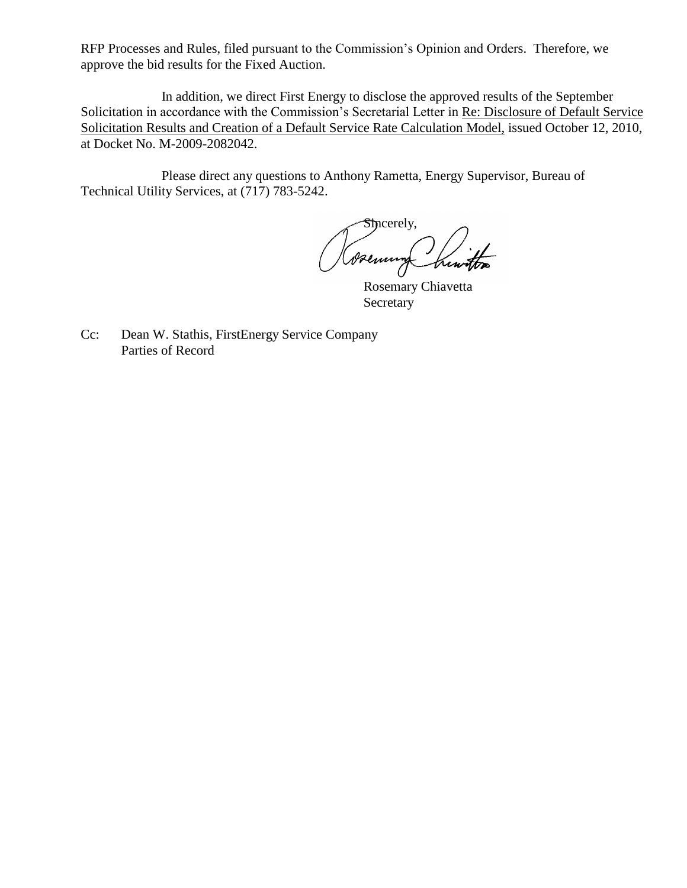RFP Processes and Rules, filed pursuant to the Commission's Opinion and Orders. Therefore, we approve the bid results for the Fixed Auction.

In addition, we direct First Energy to disclose the approved results of the September Solicitation in accordance with the Commission's Secretarial Letter in Re: Disclosure of Default Service Solicitation Results and Creation of a Default Service Rate Calculation Model, issued October 12, 2010, at Docket No. M-2009-2082042.

Please direct any questions to Anthony Rametta, Energy Supervisor, Bureau of Technical Utility Services, at (717) 783-5242.

Sincerely,

Rosemary Chiavetta
Secretary

Cc: Dean W. Stathis, FirstEnergy Service Company
Parties of Record